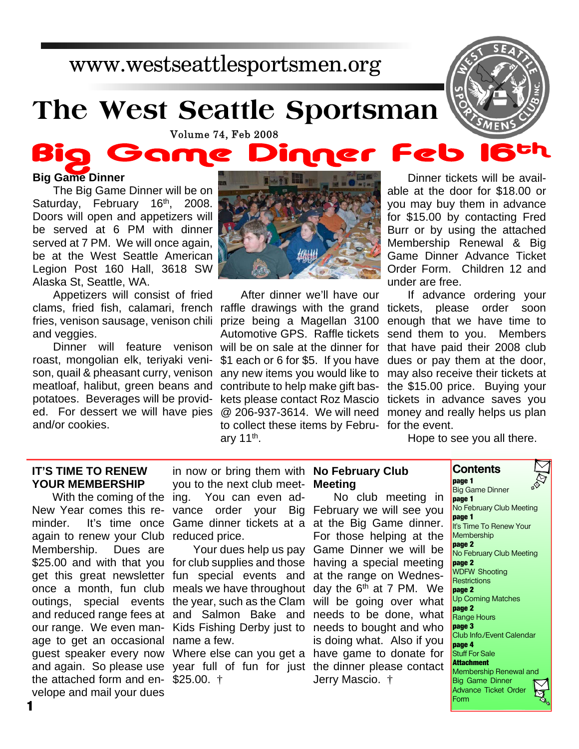www.westseattlesportsmen.org

# The West Seattle Sportsman

Volume 74, Feb 2008

# Big Game Dinner Feb 16th

### Big Game Dinner

The Big Game Dinner will be on Saturday, February 16th, 2008. Doors will open and appetizers will be served at 6 PM with dinner served at 7 PM. We will once again, be at the West Seattle American Legion Post 160 Hall, 3618 SW Alaska St, Seattle, WA.

Appetizers will consist of fried clams, fried fish, calamari, french fries, venison sausage, venison chili and veggies.

Dinner will feature venison roast, mongolian elk, teriyaki venison, quail & pheasant curry, venison meatloaf, halibut, green beans and potatoes. Beverages will be provided. For dessert we will have pies and/or cookies.

After dinner we'll have our raffle drawings with the grand prize being a Magellan 3100 Automotive GPS. Raffle tickets will be on sale at the dinner for $1 each or 6 for $5. If you have any new items you would like to contribute to help make gift baskets please contact Roz Mascio @ 206-937-3614. We will need to collect these items by February 11th.

Dinner tickets will be available at the door for $18.00 or you may buy them in advance for $15.00 by contacting Fred Burr or by using the attached Membership Renewal & Big Game Dinner Advance Ticket Order Form. Children 12 and under are free.

If advance ordering your tickets, please order soon enough that we have time to send them to you. Members that have paid their 2008 club dues or pay them at the door, may also receive their tickets at the $15.00 price. Buying your tickets in advance saves you money and really helps us plan for the event.

Hope to see you all there.

### IT'S TIME TO RENEW YOUR MEMBERSHIP

With the coming of the New Year comes this reminder. It's time once again to renew your Club Membership. Dues are $25.00 and with that you get this great newsletter once a month, fun club outings, special events and reduced range fees at our range. We even manage to get an occasional guest speaker every now and again. So please use the attached form and envelope and mail your dues in now or bring them with you to the next club meeting. You can even advance order your Big Game dinner tickets at a reduced price.

Your dues help us pay for club supplies and those fun special events and meals we have throughout the year, such as the Clam and Salmon Bake and Kids Fishing Derby just to name a few.

Where else can you get a year full of fun for just $25.00. †

### No February Club Meeting

No club meeting in February we will see you at the Big Game dinner. For those helping at the Game Dinner we will be having a special meeting at the range on Wednesday the 6th at 7 PM. We will be going over what needs to be done, what needs to bought and who is doing what. Also if you have game to donate for the dinner please contact Jerry Mascio. †

### Contents

**page 1**
Big Game Dinner
**page 1**
No February Club Meeting
**page 1**
It's Time To Renew Your Membership
**page 2**
No February Club Meeting
**page 2**
WDFW Shooting Restrictions
**page 2**
Up Coming Matches
**page 2**
Range Hours
**page 3**
Club Info./Event Calendar
**page 4**
Stuff For Sale
**Attachment**
Membership Renewal and Big Game Dinner Advance Ticket Order Form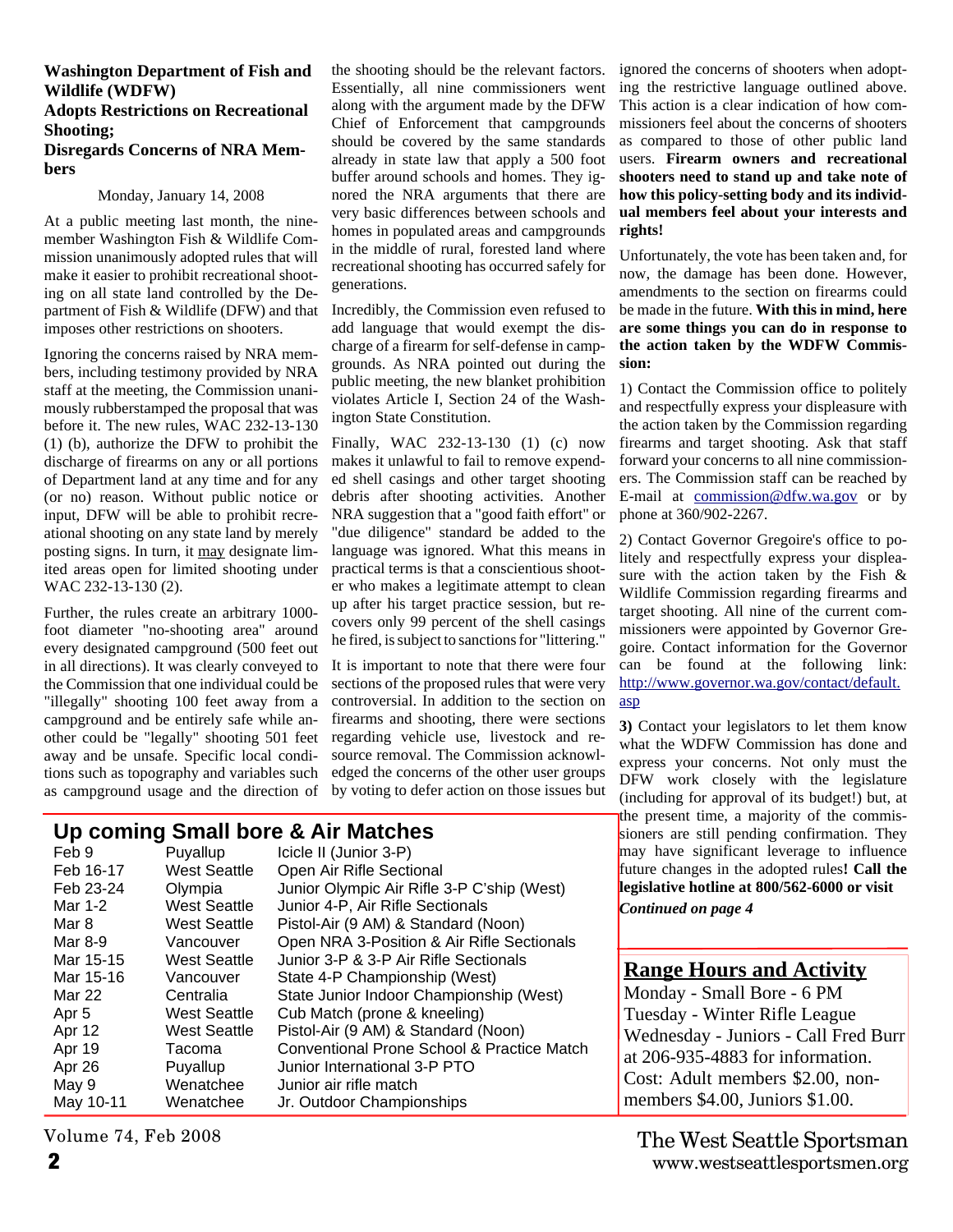## Washington Department of Fish and Wildlife (WDFW) Adopts Restrictions on Recreational Shooting; Disregards Concerns of NRA Members

Monday, January 14, 2008

At a public meeting last month, the nine-member Washington Fish & Wildlife Commission unanimously adopted rules that will make it easier to prohibit recreational shooting on all state land controlled by the Department of Fish & Wildlife (DFW) and that imposes other restrictions on shooters.

Ignoring the concerns raised by NRA members, including testimony provided by NRA staff at the meeting, the Commission unanimously rubberstamped the proposal that was before it. The new rules, WAC 232-13-130 (1) (b), authorize the DFW to prohibit the discharge of firearms on any or all portions of Department land at any time and for any (or no) reason. Without public notice or input, DFW will be able to prohibit recreational shooting on any state land by merely posting signs. In turn, it may designate limited areas open for limited shooting under WAC 232-13-130 (2).

Further, the rules create an arbitrary 1000-foot diameter "no-shooting area" around every designated campground (500 feet out in all directions). It was clearly conveyed to the Commission that one individual could be "illegally" shooting 100 feet away from a campground and be entirely safe while another could be "legally" shooting 501 feet away and be unsafe. Specific local conditions such as topography and variables such as campground usage and the direction of the shooting should be the relevant factors. Essentially, all nine commissioners went along with the argument made by the DFW Chief of Enforcement that campgrounds should be covered by the same standards already in state law that apply a 500 foot buffer around schools and homes. They ignored the NRA arguments that there are very basic differences between schools and homes in populated areas and campgrounds in the middle of rural, forested land where recreational shooting has occurred safely for generations.

Incredibly, the Commission even refused to add language that would exempt the discharge of a firearm for self-defense in campgrounds. As NRA pointed out during the public meeting, the new blanket prohibition violates Article I, Section 24 of the Washington State Constitution.

Finally, WAC 232-13-130 (1) (c) now makes it unlawful to fail to remove expended shell casings and other target shooting debris after shooting activities. Another NRA suggestion that a "good faith effort" or "due diligence" standard be added to the language was ignored. What this means in practical terms is that a conscientious shooter who makes a legitimate attempt to clean up after his target practice session, but recovers only 99 percent of the shell casings he fired, is subject to sanctions for "littering."

It is important to note that there were four sections of the proposed rules that were very controversial. In addition to the section on firearms and shooting, there were sections regarding vehicle use, livestock and resource removal. The Commission acknowledged the concerns of the other user groups by voting to defer action on those issues but ignored the concerns of shooters when adopting the restrictive language outlined above. This action is a clear indication of how commissioners feel about the concerns of shooters as compared to those of other public land users. **Firearm owners and recreational shooters need to stand up and take note of how this policy-setting body and its individual members feel about your interests and rights!**

Unfortunately, the vote has been taken and, for now, the damage has been done. However, amendments to the section on firearms could be made in the future. **With this in mind, here are some things you can do in response to the action taken by the WDFW Commission:**

1) Contact the Commission office to politely and respectfully express your displeasure with the action taken by the Commission regarding firearms and target shooting. Ask that staff forward your concerns to all nine commissioners. The Commission staff can be reached by E-mail at commission@dfw.wa.gov or by phone at 360/902-2267.

2) Contact Governor Gregoire's office to politely and respectfully express your displeasure with the action taken by the Fish & Wildlife Commission regarding firearms and target shooting. All nine of the current commissioners were appointed by Governor Gregoire. Contact information for the Governor can be found at the following link: http://www.governor.wa.gov/contact/default.asp

**3)** Contact your legislators to let them know what the WDFW Commission has done and express your concerns. Not only must the DFW work closely with the legislature (including for approval of its budget!) but, at the present time, a majority of the commissioners are still pending confirmation. They may have significant leverage to influence future changes in the adopted rules**! Call the legislative hotline at 800/562-6000 or visit**

*Continued on page 4*

## Up coming Small bore & Air Matches

| Date | Location | Match |
|---|---|---|
| Feb 9 | Puyallup | Icicle II (Junior 3-P) |
| Feb 16-17 | West Seattle | Open Air Rifle Sectional |
| Feb 23-24 | Olympia | Junior Olympic Air Rifle 3-P C'ship (West) |
| Mar 1-2 | West Seattle | Junior 4-P, Air Rifle Sectionals |
| Mar 8 | West Seattle | Pistol-Air (9 AM) & Standard (Noon) |
| Mar 8-9 | Vancouver | Open NRA 3-Position & Air Rifle Sectionals |
| Mar 15-15 | West Seattle | Junior 3-P & 3-P Air Rifle Sectionals |
| Mar 15-16 | Vancouver | State 4-P Championship (West) |
| Mar 22 | Centralia | State Junior Indoor Championship (West) |
| Apr 5 | West Seattle | Cub Match (prone & kneeling) |
| Apr 12 | West Seattle | Pistol-Air (9 AM) & Standard (Noon) |
| Apr 19 | Tacoma | Conventional Prone School & Practice Match |
| Apr 26 | Puyallup | Junior International 3-P PTO |
| May 9 | Wenatchee | Junior air rifle match |
| May 10-11 | Wenatchee | Jr. Outdoor Championships |

## Range Hours and Activity

Monday - Small Bore - 6 PM
Tuesday - Winter Rifle League
Wednesday - Juniors - Call Fred Burr at 206-935-4883 for information.
Cost: Adult members $2.00, non-members $4.00, Juniors $1.00.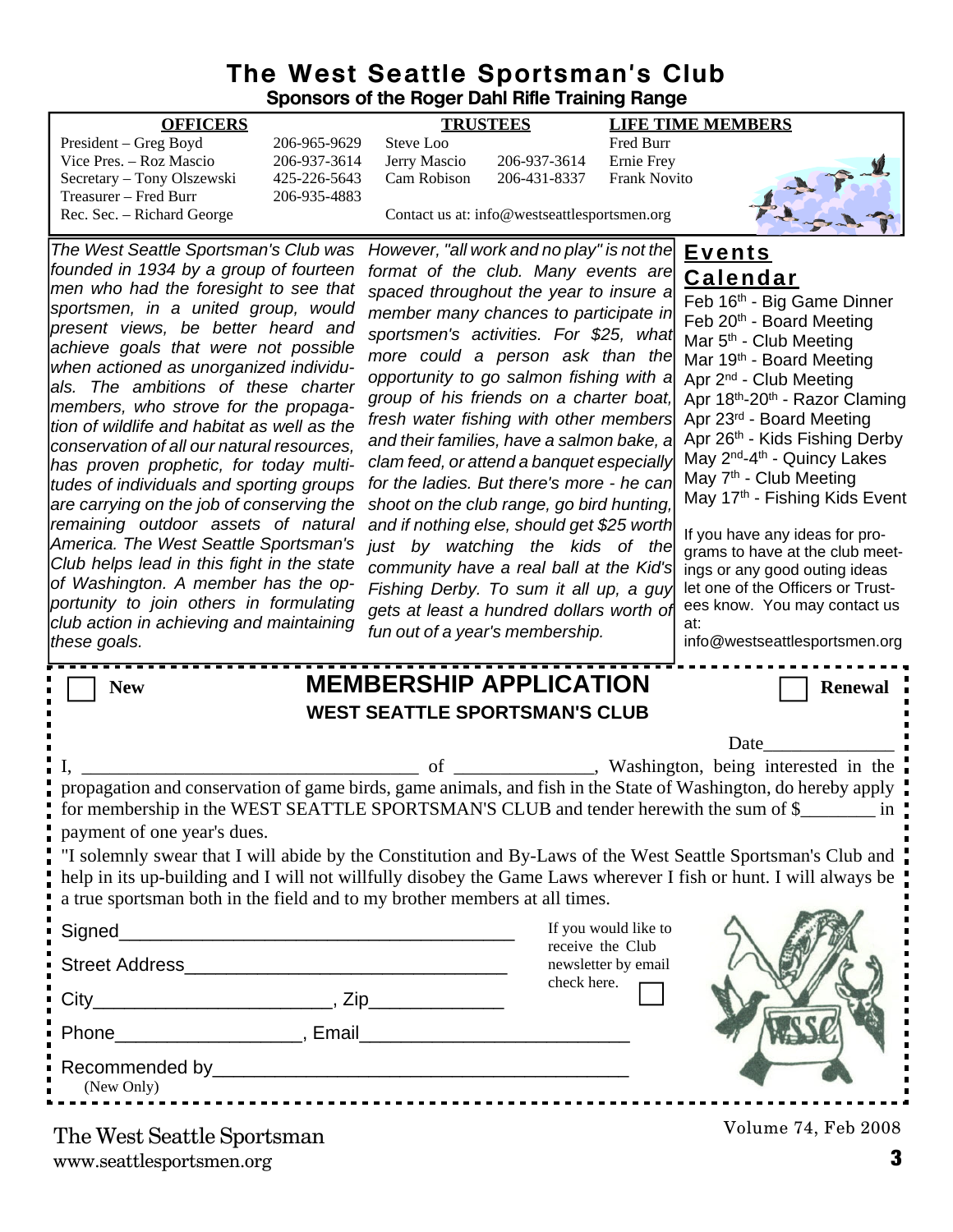# The West Seattle Sportsman's Club

## Sponsors of the Roger Dahl Rifle Training Range

| OFFICERS | | TRUSTEES | | LIFE TIME MEMBERS |
|---|---|---|---|---|
| President – Greg Boyd | 206-965-9629 | Steve Loo | | Fred Burr |
| Vice Pres. – Roz Mascio | 206-937-3614 | Jerry Mascio | 206-937-3614 | Ernie Frey |
| Secretary – Tony Olszewski | 425-226-5643 | Cam Robison | 206-431-8337 | Frank Novito |
| Treasurer – Fred Burr | 206-935-4883 | | | |
| Rec. Sec. – Richard George | | Contact us at: info@westseattlesportsmen.org | | |

*The West Seattle Sportsman's Club was founded in 1934 by a group of fourteen men who had the foresight to see that sportsmen, in a united group, would present views, be better heard and achieve goals that were not possible when actioned as unorganized individuals. The ambitions of these charter members, who strove for the propagation of wildlife and habitat as well as the conservation of all our natural resources, has proven prophetic, for today multitudes of individuals and sporting groups are carrying on the job of conserving the remaining outdoor assets of natural America. The West Seattle Sportsman's Club helps lead in this fight in the state of Washington. A member has the opportunity to join others in formulating club action in achieving and maintaining these goals.*

*However, "all work and no play" is not the format of the club. Many events are spaced throughout the year to insure a member many chances to participate in sportsmen's activities. For $25, what more could a person ask than the opportunity to go salmon fishing with a group of his friends on a charter boat, fresh water fishing with other members and their families, have a salmon bake, a clam feed, or attend a banquet especially for the ladies. But there's more - he can shoot on the club range, go bird hunting, and if nothing else, should get $25 worth just by watching the kids of the community have a real ball at the Kid's Fishing Derby. To sum it all up, a guy gets at least a hundred dollars worth of fun out of a year's membership.*

## Events Calendar

- Feb 16th - Big Game Dinner
- Feb 20th - Board Meeting
- Mar 5th - Club Meeting
- Mar 19th - Board Meeting
- Apr 2nd - Club Meeting
- Apr 18th-20th - Razor Claming
- Apr 23rd - Board Meeting
- Apr 26th - Kids Fishing Derby
- May 2nd-4th - Quincy Lakes
- May 7th - Club Meeting
- May 17th - Fishing Kids Event

If you have any ideas for programs to have at the club meetings or any good outing ideas let one of the Officers or Trustees know. You may contact us at: info@westseattlesportsmen.org

---

☐ **New** ☐ **Renewal**

## MEMBERSHIP APPLICATION

### WEST SEATTLE SPORTSMAN'S CLUB

Date______________

I, ____________________________________ of _______________, Washington, being interested in the propagation and conservation of game birds, game animals, and fish in the State of Washington, do hereby apply for membership in the WEST SEATTLE SPORTSMAN'S CLUB and tender herewith the sum of $________ in payment of one year's dues.

"I solemnly swear that I will abide by the Constitution and By-Laws of the West Seattle Sportsman's Club and help in its up-building and I will not willfully disobey the Game Laws wherever I fish or hunt. I will always be a true sportsman both in the field and to my brother members at all times.

Signed_______________________________________

Street Address________________________________

City_______________________, Zip_____________

Phone__________________, Email_________________________

Recommended by_________________________________________
(New Only)

If you would like to receive the Club newsletter by email check here. ☐

The West Seattle Sportsman
www.seattlesportsmen.org

Volume 74, Feb 2008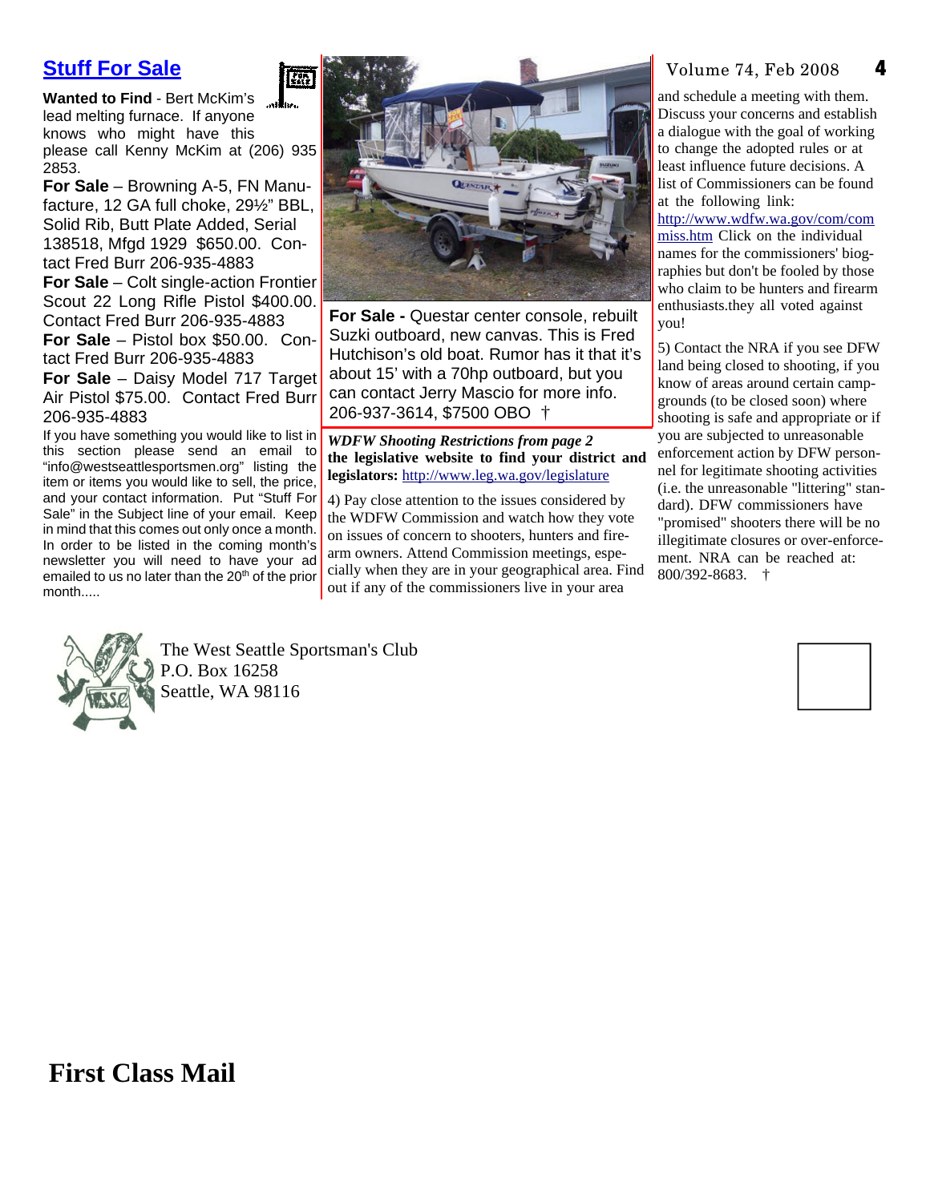## Stuff For Sale

**Wanted to Find** - Bert McKim's lead melting furnace. If anyone knows who might have this please call Kenny McKim at (206) 935 2853.

**For Sale** – Browning A-5, FN Manufacture, 12 GA full choke, 29½" BBL, Solid Rib, Butt Plate Added, Serial 138518, Mfgd 1929 $650.00. Contact Fred Burr 206-935-4883

**For Sale** – Colt single-action Frontier Scout 22 Long Rifle Pistol $400.00. Contact Fred Burr 206-935-4883

**For Sale** – Pistol box $50.00. Contact Fred Burr 206-935-4883

**For Sale** – Daisy Model 717 Target Air Pistol $75.00. Contact Fred Burr 206-935-4883

If you have something you would like to list in this section please send an email to "info@westseattlesportsmen.org" listing the item or items you would like to sell, the price, and your contact information. Put "Stuff For Sale" in the Subject line of your email. Keep in mind that this comes out only once a month. In order to be listed in the coming month's newsletter you will need to have your ad emailed to us no later than the 20th of the prior month.....

**For Sale -** Questar center console, rebuilt Suzki outboard, new canvas. This is Fred Hutchison's old boat. Rumor has it that it's about 15' with a 70hp outboard, but you can contact Jerry Mascio for more info. 206-937-3614, $7500 OBO †

***WDFW Shooting Restrictions from page 2***

**the legislative website to find your district and legislators:** http://www.leg.wa.gov/legislature

4) Pay close attention to the issues considered by the WDFW Commission and watch how they vote on issues of concern to shooters, hunters and firearm owners. Attend Commission meetings, especially when they are in your geographical area. Find out if any of the commissioners live in your area and schedule a meeting with them. Discuss your concerns and establish a dialogue with the goal of working to change the adopted rules or at least influence future decisions. A list of Commissioners can be found at the following link: http://www.wdfw.wa.gov/com/commiss.htm Click on the individual names for the commissioners' biographies but don't be fooled by those who claim to be hunters and firearm enthusiasts.they all voted against you!

5) Contact the NRA if you see DFW land being closed to shooting, if you know of areas around certain campgrounds (to be closed soon) where shooting is safe and appropriate or if you are subjected to unreasonable enforcement action by DFW personnel for legitimate shooting activities (i.e. the unreasonable "littering" standard). DFW commissioners have "promised" shooters there will be no illegitimate closures or over-enforcement. NRA can be reached at: 800/392-8683. †

The West Seattle Sportsman's Club
P.O. Box 16258
Seattle, WA 98116

**First Class Mail**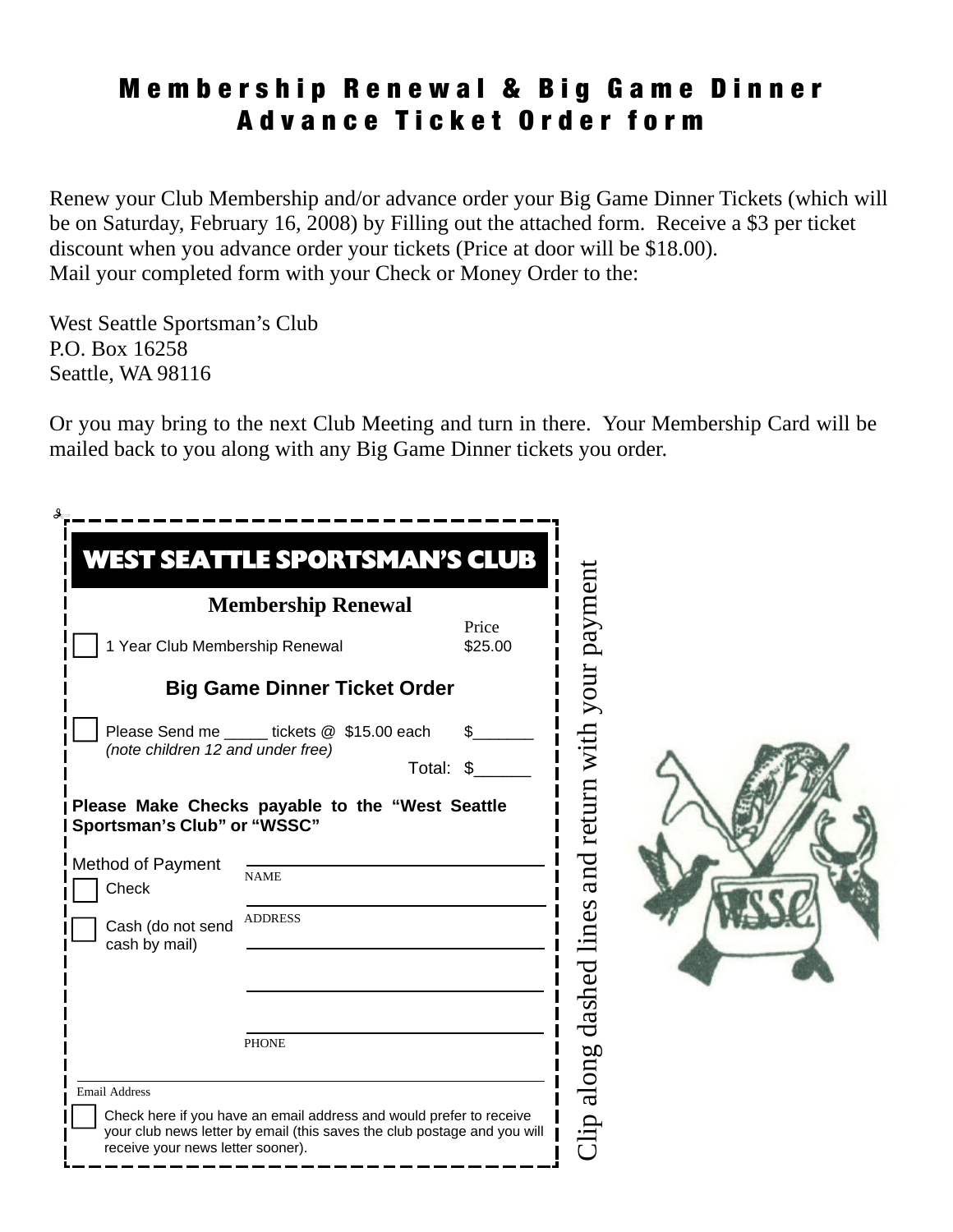# Membership Renewal & Big Game Dinner Advance Ticket Order form

Renew your Club Membership and/or advance order your Big Game Dinner Tickets (which will be on Saturday, February 16, 2008) by Filling out the attached form. Receive a $3 per ticket discount when you advance order your tickets (Price at door will be $18.00).
Mail your completed form with your Check or Money Order to the:

West Seattle Sportsman's Club
P.O. Box 16258
Seattle, WA 98116

Or you may bring to the next Club Meeting and turn in there. Your Membership Card will be mailed back to you along with any Big Game Dinner tickets you order.

## WEST SEATTLE SPORTSMAN'S CLUB

### Membership Renewal

| | Price |
|---|---|
| ☐ 1 Year Club Membership Renewal | $25.00 |

### Big Game Dinner Ticket Order

☐ Please Send me _____ tickets @ $15.00 each $_______
*(note children 12 and under free)*

Total: $______

**Please Make Checks payable to the "West Seattle Sportsman's Club" or "WSSC"**

Method of Payment

☐ Check

☐ Cash (do not send cash by mail)

NAME ______________________

ADDRESS ______________________

______________________

______________________

PHONE ______________________

Email Address ______________________

☐ Check here if you have an email address and would prefer to receive your club news letter by email (this saves the club postage and you will receive your news letter sooner).

Clip along dashed lines and return with your payment